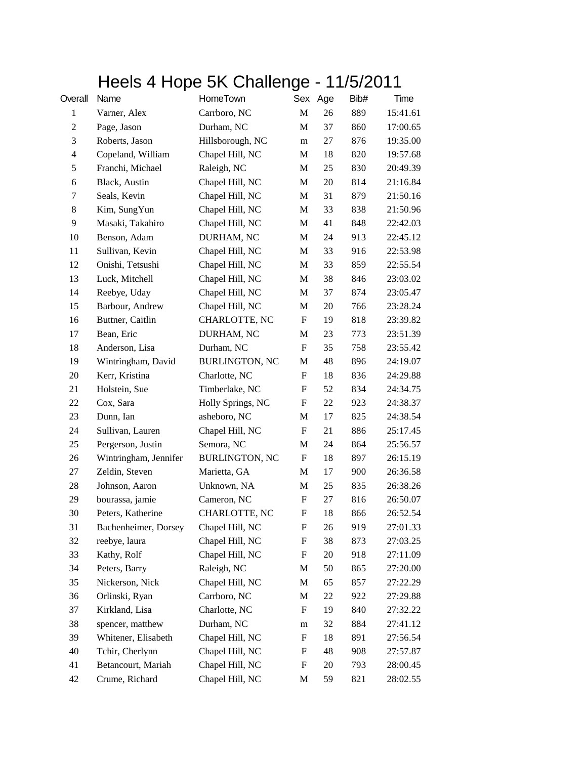# Heels 4 Hope 5K Challenge - 11/5/2011

| Overall | Name | HomeTown | Sex | Age | Bib# | Time |
|---|---|---|---|---|---|---|
| 1 | Varner, Alex | Carrboro, NC | M | 26 | 889 | 15:41.61 |
| 2 | Page, Jason | Durham, NC | M | 37 | 860 | 17:00.65 |
| 3 | Roberts, Jason | Hillsborough, NC | m | 27 | 876 | 19:35.00 |
| 4 | Copeland, William | Chapel Hill, NC | M | 18 | 820 | 19:57.68 |
| 5 | Franchi, Michael | Raleigh, NC | M | 25 | 830 | 20:49.39 |
| 6 | Black, Austin | Chapel Hill, NC | M | 20 | 814 | 21:16.84 |
| 7 | Seals, Kevin | Chapel Hill, NC | M | 31 | 879 | 21:50.16 |
| 8 | Kim, SungYun | Chapel Hill, NC | M | 33 | 838 | 21:50.96 |
| 9 | Masaki, Takahiro | Chapel Hill, NC | M | 41 | 848 | 22:42.03 |
| 10 | Benson, Adam | DURHAM, NC | M | 24 | 913 | 22:45.12 |
| 11 | Sullivan, Kevin | Chapel Hill, NC | M | 33 | 916 | 22:53.98 |
| 12 | Onishi, Tetsushi | Chapel Hill, NC | M | 33 | 859 | 22:55.54 |
| 13 | Luck, Mitchell | Chapel Hill, NC | M | 38 | 846 | 23:03.02 |
| 14 | Reebye, Uday | Chapel Hill, NC | M | 37 | 874 | 23:05.47 |
| 15 | Barbour, Andrew | Chapel Hill, NC | M | 20 | 766 | 23:28.24 |
| 16 | Buttner, Caitlin | CHARLOTTE, NC | F | 19 | 818 | 23:39.82 |
| 17 | Bean, Eric | DURHAM, NC | M | 23 | 773 | 23:51.39 |
| 18 | Anderson, Lisa | Durham, NC | F | 35 | 758 | 23:55.42 |
| 19 | Wintringham, David | BURLINGTON, NC | M | 48 | 896 | 24:19.07 |
| 20 | Kerr, Kristina | Charlotte, NC | F | 18 | 836 | 24:29.88 |
| 21 | Holstein, Sue | Timberlake, NC | F | 52 | 834 | 24:34.75 |
| 22 | Cox, Sara | Holly Springs, NC | F | 22 | 923 | 24:38.37 |
| 23 | Dunn, Ian | asheboro, NC | M | 17 | 825 | 24:38.54 |
| 24 | Sullivan, Lauren | Chapel Hill, NC | F | 21 | 886 | 25:17.45 |
| 25 | Pergerson, Justin | Semora, NC | M | 24 | 864 | 25:56.57 |
| 26 | Wintringham, Jennifer | BURLINGTON, NC | F | 18 | 897 | 26:15.19 |
| 27 | Zeldin, Steven | Marietta, GA | M | 17 | 900 | 26:36.58 |
| 28 | Johnson, Aaron | Unknown, NA | M | 25 | 835 | 26:38.26 |
| 29 | bourassa, jamie | Cameron, NC | F | 27 | 816 | 26:50.07 |
| 30 | Peters, Katherine | CHARLOTTE, NC | F | 18 | 866 | 26:52.54 |
| 31 | Bachenheimer, Dorsey | Chapel Hill, NC | F | 26 | 919 | 27:01.33 |
| 32 | reebye, laura | Chapel Hill, NC | F | 38 | 873 | 27:03.25 |
| 33 | Kathy, Rolf | Chapel Hill, NC | F | 20 | 918 | 27:11.09 |
| 34 | Peters, Barry | Raleigh, NC | M | 50 | 865 | 27:20.00 |
| 35 | Nickerson, Nick | Chapel Hill, NC | M | 65 | 857 | 27:22.29 |
| 36 | Orlinski, Ryan | Carrboro, NC | M | 22 | 922 | 27:29.88 |
| 37 | Kirkland, Lisa | Charlotte, NC | F | 19 | 840 | 27:32.22 |
| 38 | spencer, matthew | Durham, NC | m | 32 | 884 | 27:41.12 |
| 39 | Whitener, Elisabeth | Chapel Hill, NC | F | 18 | 891 | 27:56.54 |
| 40 | Tchir, Cherlynn | Chapel Hill, NC | F | 48 | 908 | 27:57.87 |
| 41 | Betancourt, Mariah | Chapel Hill, NC | F | 20 | 793 | 28:00.45 |
| 42 | Crume, Richard | Chapel Hill, NC | M | 59 | 821 | 28:02.55 |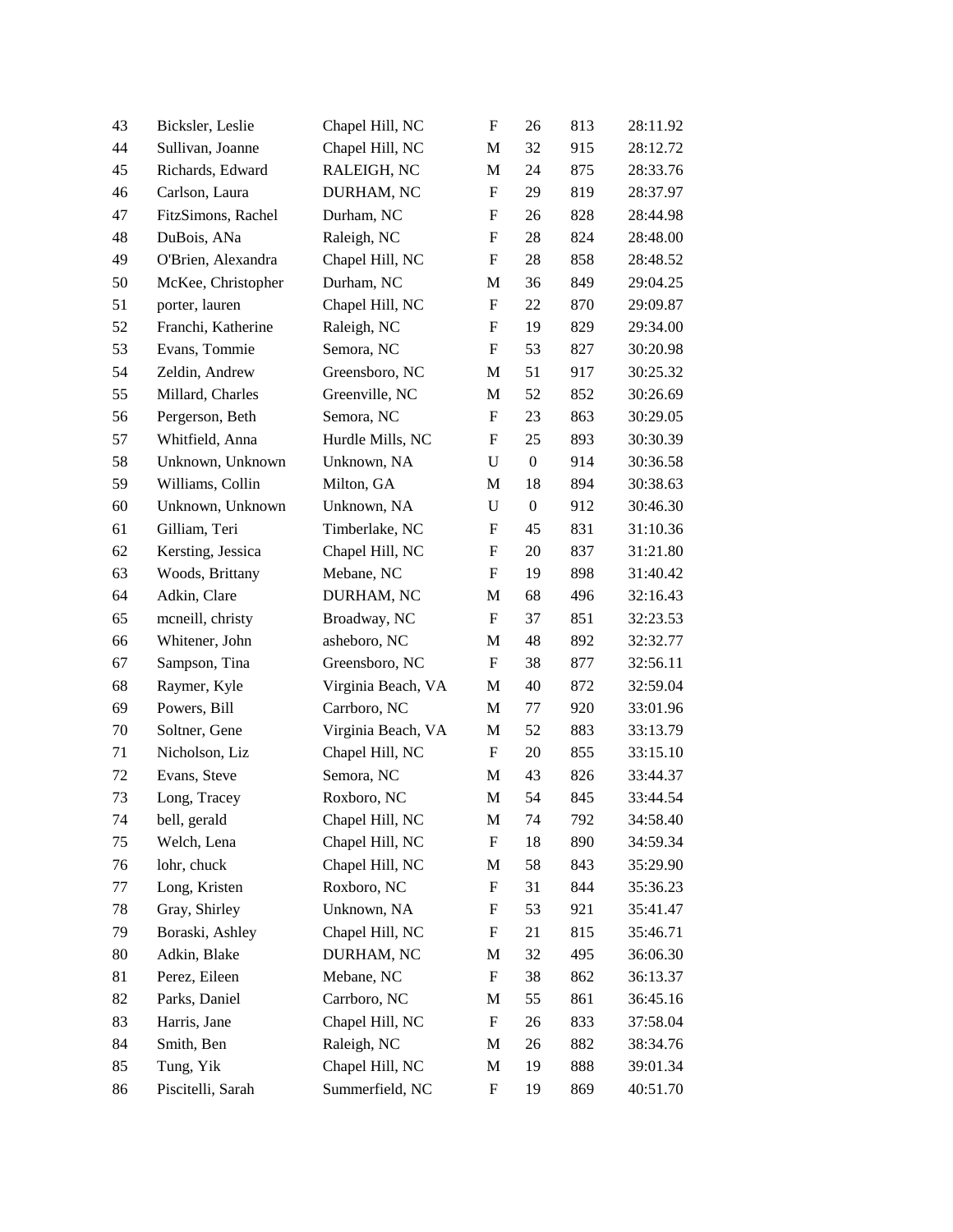| | | | | | | |
|---|---|---|---|---|---|---|
| 43 | Bicksler, Leslie | Chapel Hill, NC | F | 26 | 813 | 28:11.92 |
| 44 | Sullivan, Joanne | Chapel Hill, NC | M | 32 | 915 | 28:12.72 |
| 45 | Richards, Edward | RALEIGH, NC | M | 24 | 875 | 28:33.76 |
| 46 | Carlson, Laura | DURHAM, NC | F | 29 | 819 | 28:37.97 |
| 47 | FitzSimons, Rachel | Durham, NC | F | 26 | 828 | 28:44.98 |
| 48 | DuBois, ANa | Raleigh, NC | F | 28 | 824 | 28:48.00 |
| 49 | O'Brien, Alexandra | Chapel Hill, NC | F | 28 | 858 | 28:48.52 |
| 50 | McKee, Christopher | Durham, NC | M | 36 | 849 | 29:04.25 |
| 51 | porter, lauren | Chapel Hill, NC | F | 22 | 870 | 29:09.87 |
| 52 | Franchi, Katherine | Raleigh, NC | F | 19 | 829 | 29:34.00 |
| 53 | Evans, Tommie | Semora, NC | F | 53 | 827 | 30:20.98 |
| 54 | Zeldin, Andrew | Greensboro, NC | M | 51 | 917 | 30:25.32 |
| 55 | Millard, Charles | Greenville, NC | M | 52 | 852 | 30:26.69 |
| 56 | Pergerson, Beth | Semora, NC | F | 23 | 863 | 30:29.05 |
| 57 | Whitfield, Anna | Hurdle Mills, NC | F | 25 | 893 | 30:30.39 |
| 58 | Unknown, Unknown | Unknown, NA | U | 0 | 914 | 30:36.58 |
| 59 | Williams, Collin | Milton, GA | M | 18 | 894 | 30:38.63 |
| 60 | Unknown, Unknown | Unknown, NA | U | 0 | 912 | 30:46.30 |
| 61 | Gilliam, Teri | Timberlake, NC | F | 45 | 831 | 31:10.36 |
| 62 | Kersting, Jessica | Chapel Hill, NC | F | 20 | 837 | 31:21.80 |
| 63 | Woods, Brittany | Mebane, NC | F | 19 | 898 | 31:40.42 |
| 64 | Adkin, Clare | DURHAM, NC | M | 68 | 496 | 32:16.43 |
| 65 | mcneill, christy | Broadway, NC | F | 37 | 851 | 32:23.53 |
| 66 | Whitener, John | asheboro, NC | M | 48 | 892 | 32:32.77 |
| 67 | Sampson, Tina | Greensboro, NC | F | 38 | 877 | 32:56.11 |
| 68 | Raymer, Kyle | Virginia Beach, VA | M | 40 | 872 | 32:59.04 |
| 69 | Powers, Bill | Carrboro, NC | M | 77 | 920 | 33:01.96 |
| 70 | Soltner, Gene | Virginia Beach, VA | M | 52 | 883 | 33:13.79 |
| 71 | Nicholson, Liz | Chapel Hill, NC | F | 20 | 855 | 33:15.10 |
| 72 | Evans, Steve | Semora, NC | M | 43 | 826 | 33:44.37 |
| 73 | Long, Tracey | Roxboro, NC | M | 54 | 845 | 33:44.54 |
| 74 | bell, gerald | Chapel Hill, NC | M | 74 | 792 | 34:58.40 |
| 75 | Welch, Lena | Chapel Hill, NC | F | 18 | 890 | 34:59.34 |
| 76 | lohr, chuck | Chapel Hill, NC | M | 58 | 843 | 35:29.90 |
| 77 | Long, Kristen | Roxboro, NC | F | 31 | 844 | 35:36.23 |
| 78 | Gray, Shirley | Unknown, NA | F | 53 | 921 | 35:41.47 |
| 79 | Boraski, Ashley | Chapel Hill, NC | F | 21 | 815 | 35:46.71 |
| 80 | Adkin, Blake | DURHAM, NC | M | 32 | 495 | 36:06.30 |
| 81 | Perez, Eileen | Mebane, NC | F | 38 | 862 | 36:13.37 |
| 82 | Parks, Daniel | Carrboro, NC | M | 55 | 861 | 36:45.16 |
| 83 | Harris, Jane | Chapel Hill, NC | F | 26 | 833 | 37:58.04 |
| 84 | Smith, Ben | Raleigh, NC | M | 26 | 882 | 38:34.76 |
| 85 | Tung, Yik | Chapel Hill, NC | M | 19 | 888 | 39:01.34 |
| 86 | Piscitelli, Sarah | Summerfield, NC | F | 19 | 869 | 40:51.70 |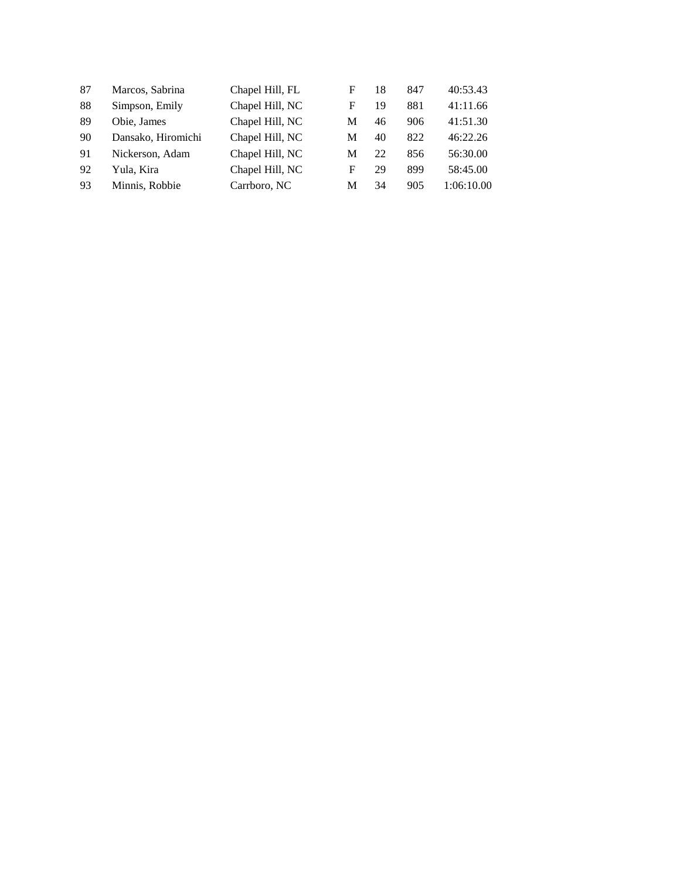| | | | | | | |
|---|---|---|---|---|---|---|
| 87 | Marcos, Sabrina | Chapel Hill, FL | F | 18 | 847 | 40:53.43 |
| 88 | Simpson, Emily | Chapel Hill, NC | F | 19 | 881 | 41:11.66 |
| 89 | Obie, James | Chapel Hill, NC | M | 46 | 906 | 41:51.30 |
| 90 | Dansako, Hiromichi | Chapel Hill, NC | M | 40 | 822 | 46:22.26 |
| 91 | Nickerson, Adam | Chapel Hill, NC | M | 22 | 856 | 56:30.00 |
| 92 | Yula, Kira | Chapel Hill, NC | F | 29 | 899 | 58:45.00 |
| 93 | Minnis, Robbie | Carrboro, NC | M | 34 | 905 | 1:06:10.00 |